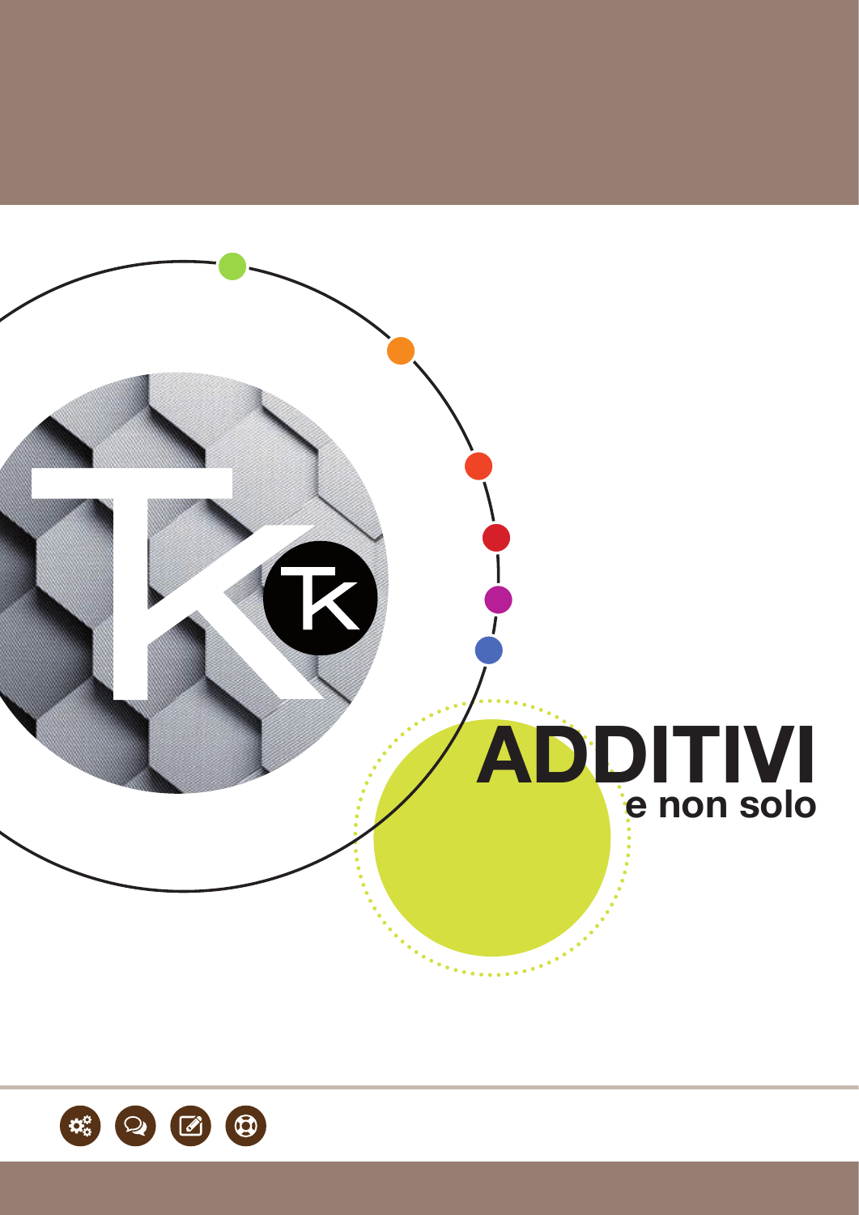# ADDITIVI

**e non solo**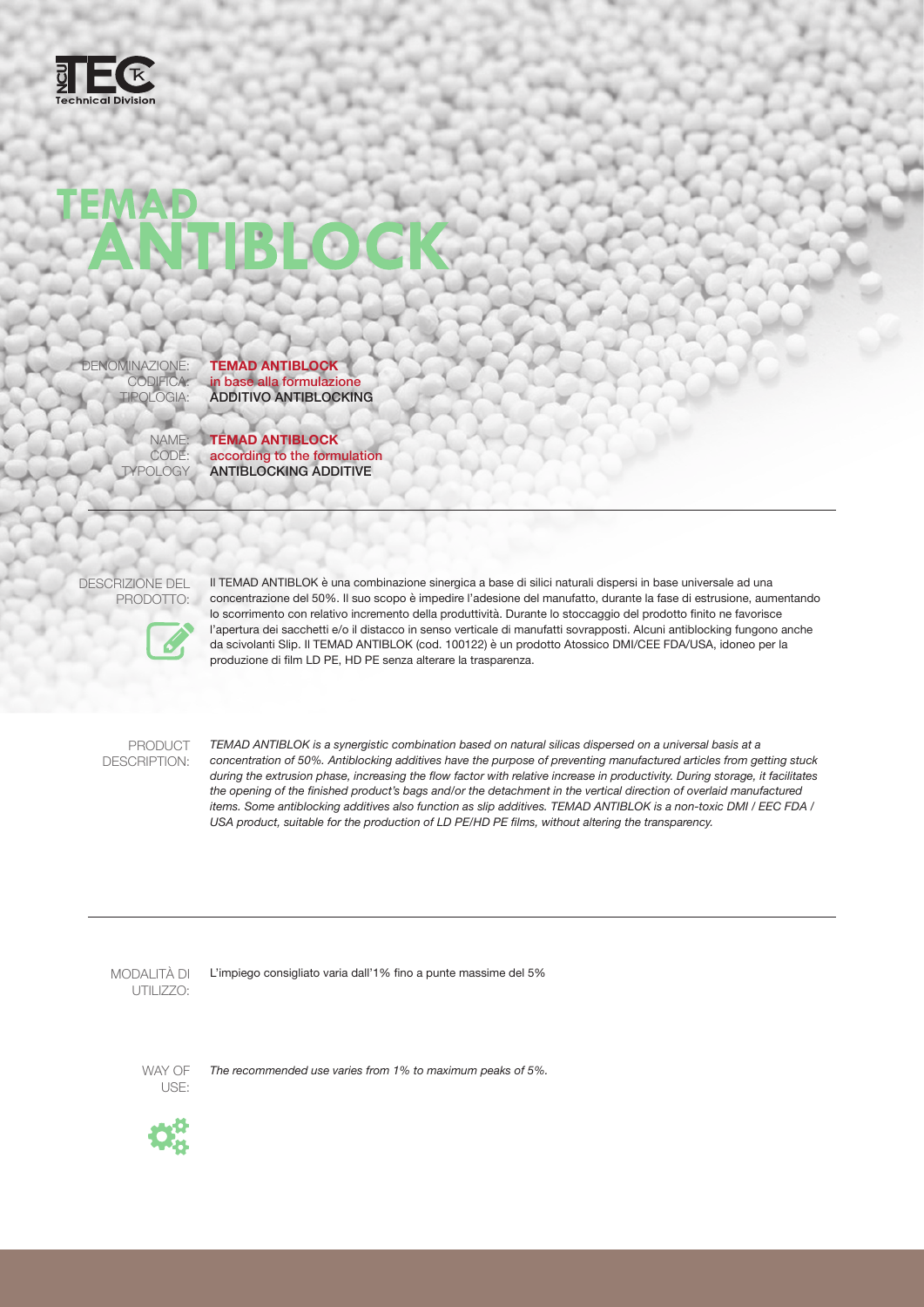# TEMAD ANTIBLOCK

DENOMINAZIONE: **TEMAD ANTIBLOCK**
CODIFICA: in base alla formulazione
TIPOLOGIA: **ADDITIVO ANTIBLOCKING**

NAME: **TEMAD ANTIBLOCK**
CODE: according to the formulation
TYPOLOGY **ANTIBLOCKING ADDITIVE**

---

DESCRIZIONE DEL PRODOTTO:

Il TEMAD ANTIBLOK è una combinazione sinergica a base di silici naturali dispersi in base universale ad una concentrazione del 50%. Il suo scopo è impedire l'adesione del manufatto, durante la fase di estrusione, aumentando lo scorrimento con relativo incremento della produttività. Durante lo stoccaggio del prodotto finito ne favorisce l'apertura dei sacchetti e/o il distacco in senso verticale di manufatti sovrapposti. Alcuni antiblocking fungono anche da scivolanti Slip. Il TEMAD ANTIBLOK (cod. 100122) è un prodotto Atossico DMI/CEE FDA/USA, idoneo per la produzione di film LD PE, HD PE senza alterare la trasparenza.

PRODUCT DESCRIPTION:

*TEMAD ANTIBLOK is a synergistic combination based on natural silicas dispersed on a universal basis at a concentration of 50%. Antiblocking additives have the purpose of preventing manufactured articles from getting stuck during the extrusion phase, increasing the flow factor with relative increase in productivity. During storage, it facilitates the opening of the finished product's bags and/or the detachment in the vertical direction of overlaid manufactured items. Some antiblocking additives also function as slip additives. TEMAD ANTIBLOK is a non-toxic DMI / EEC FDA / USA product, suitable for the production of LD PE/HD PE films, without altering the transparency.*

---

MODALITÀ DI UTILIZZO:

L'impiego consigliato varia dall'1% fino a punte massime del 5%

WAY OF USE:

*The recommended use varies from 1% to maximum peaks of 5%.*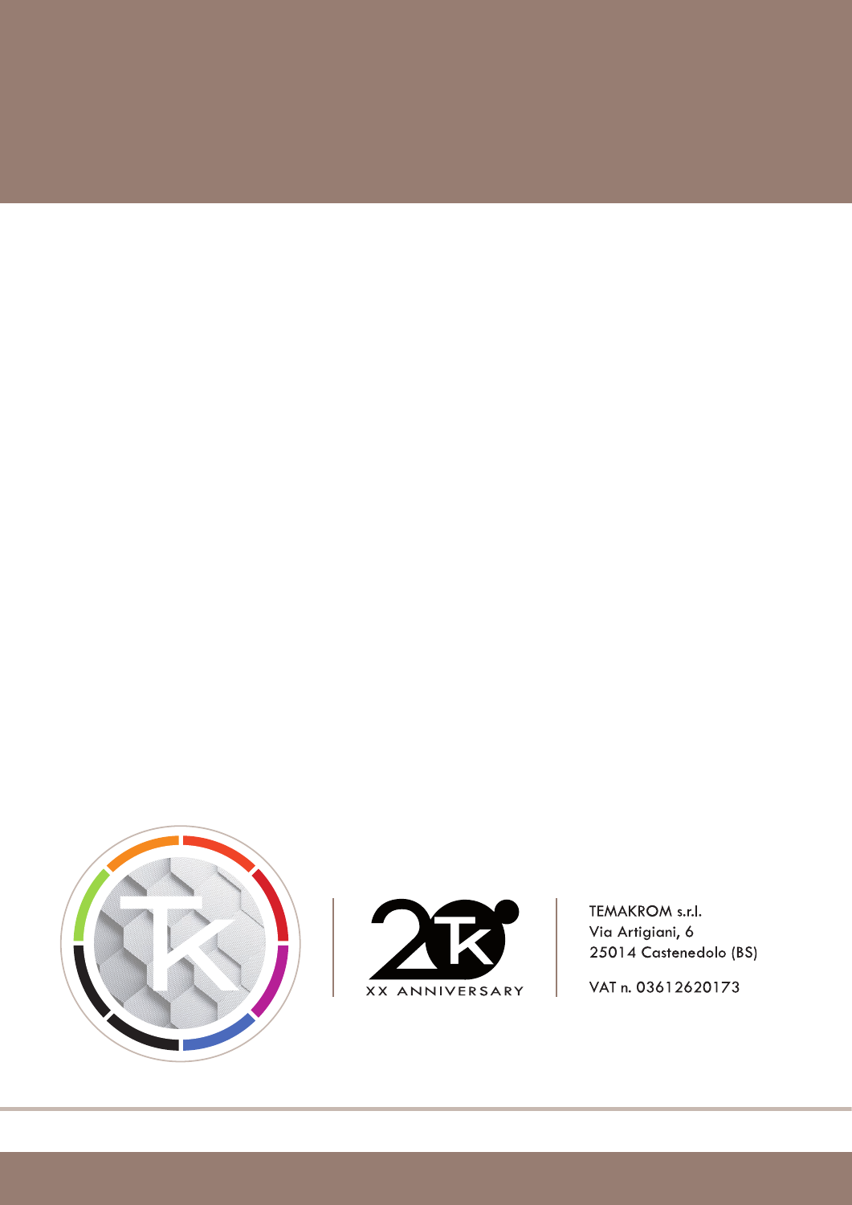XX ANNIVERSARY

TEMAKROM s.r.l.
Via Artigiani, 6
25014 Castenedolo (BS)

VAT n. 03612620173